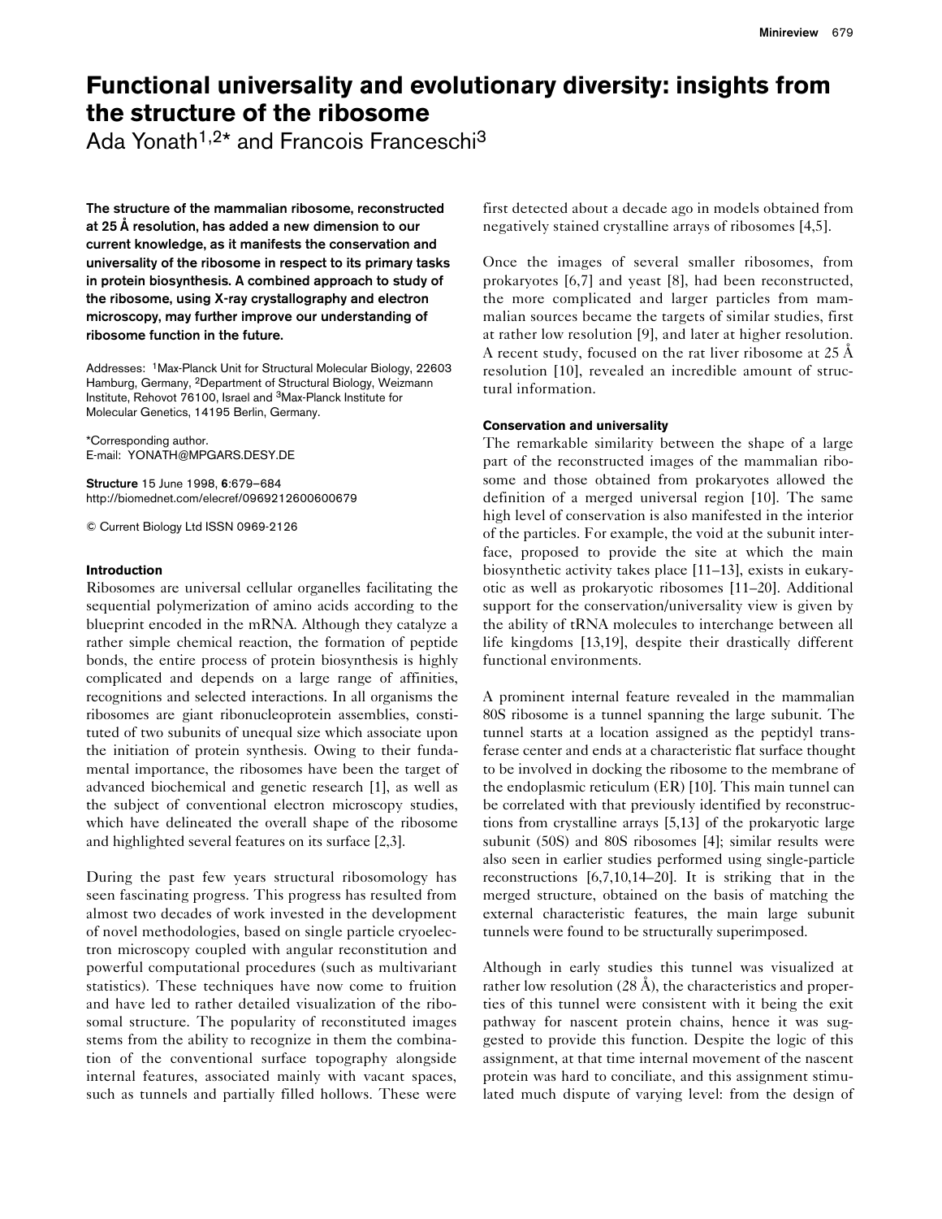# Functional universality and evolutionary diversity: insights from the structure of the ribosome

Ada Yonath[1,2*] and Francois Franceschi[3]

**The structure of the mammalian ribosome, reconstructed at 25 Å resolution, has added a new dimension to our current knowledge, as it manifests the conservation and universality of the ribosome in respect to its primary tasks in protein biosynthesis. A combined approach to study of the ribosome, using X-ray crystallography and electron microscopy, may further improve our understanding of ribosome function in the future.**

Addresses: [1]Max-Planck Unit for Structural Molecular Biology, 22603 Hamburg, Germany, [2]Department of Structural Biology, Weizmann Institute, Rehovot 76100, Israel and [3]Max-Planck Institute for Molecular Genetics, 14195 Berlin, Germany.

*Corresponding author.
E-mail: YONATH@MPGARS.DESY.DE

**Structure** 15 June 1998, **6**:679–684
http://biomednet.com/elecref/0969212600600679

© Current Biology Ltd ISSN 0969-2126

## Introduction

Ribosomes are universal cellular organelles facilitating the sequential polymerization of amino acids according to the blueprint encoded in the mRNA. Although they catalyze a rather simple chemical reaction, the formation of peptide bonds, the entire process of protein biosynthesis is highly complicated and depends on a large range of affinities, recognitions and selected interactions. In all organisms the ribosomes are giant ribonucleoprotein assemblies, constituted of two subunits of unequal size which associate upon the initiation of protein synthesis. Owing to their fundamental importance, the ribosomes have been the target of advanced biochemical and genetic research [1], as well as the subject of conventional electron microscopy studies, which have delineated the overall shape of the ribosome and highlighted several features on its surface [2,3].

During the past few years structural ribosomology has seen fascinating progress. This progress has resulted from almost two decades of work invested in the development of novel methodologies, based on single particle cryoelectron microscopy coupled with angular reconstitution and powerful computational procedures (such as multivariant statistics). These techniques have now come to fruition and have led to rather detailed visualization of the ribosomal structure. The popularity of reconstituted images stems from the ability to recognize in them the combination of the conventional surface topography alongside internal features, associated mainly with vacant spaces, such as tunnels and partially filled hollows. These were first detected about a decade ago in models obtained from negatively stained crystalline arrays of ribosomes [4,5].

Once the images of several smaller ribosomes, from prokaryotes [6,7] and yeast [8], had been reconstructed, the more complicated and larger particles from mammalian sources became the targets of similar studies, first at rather low resolution [9], and later at higher resolution. A recent study, focused on the rat liver ribosome at 25 Å resolution [10], revealed an incredible amount of structural information.

### Conservation and universality

The remarkable similarity between the shape of a large part of the reconstructed images of the mammalian ribosome and those obtained from prokaryotes allowed the definition of a merged universal region [10]. The same high level of conservation is also manifested in the interior of the particles. For example, the void at the subunit interface, proposed to provide the site at which the main biosynthetic activity takes place [11–13], exists in eukaryotic as well as prokaryotic ribosomes [11–20]. Additional support for the conservation/universality view is given by the ability of tRNA molecules to interchange between all life kingdoms [13,19], despite their drastically different functional environments.

A prominent internal feature revealed in the mammalian 80S ribosome is a tunnel spanning the large subunit. The tunnel starts at a location assigned as the peptidyl transferase center and ends at a characteristic flat surface thought to be involved in docking the ribosome to the membrane of the endoplasmic reticulum (ER) [10]. This main tunnel can be correlated with that previously identified by reconstructions from crystalline arrays [5,13] of the prokaryotic large subunit (50S) and 80S ribosomes [4]; similar results were also seen in earlier studies performed using single-particle reconstructions [6,7,10,14–20]. It is striking that in the merged structure, obtained on the basis of matching the external characteristic features, the main large subunit tunnels were found to be structurally superimposed.

Although in early studies this tunnel was visualized at rather low resolution (28 Å), the characteristics and properties of this tunnel were consistent with it being the exit pathway for nascent protein chains, hence it was suggested to provide this function. Despite the logic of this assignment, at that time internal movement of the nascent protein was hard to conciliate, and this assignment stimulated much dispute of varying level: from the design of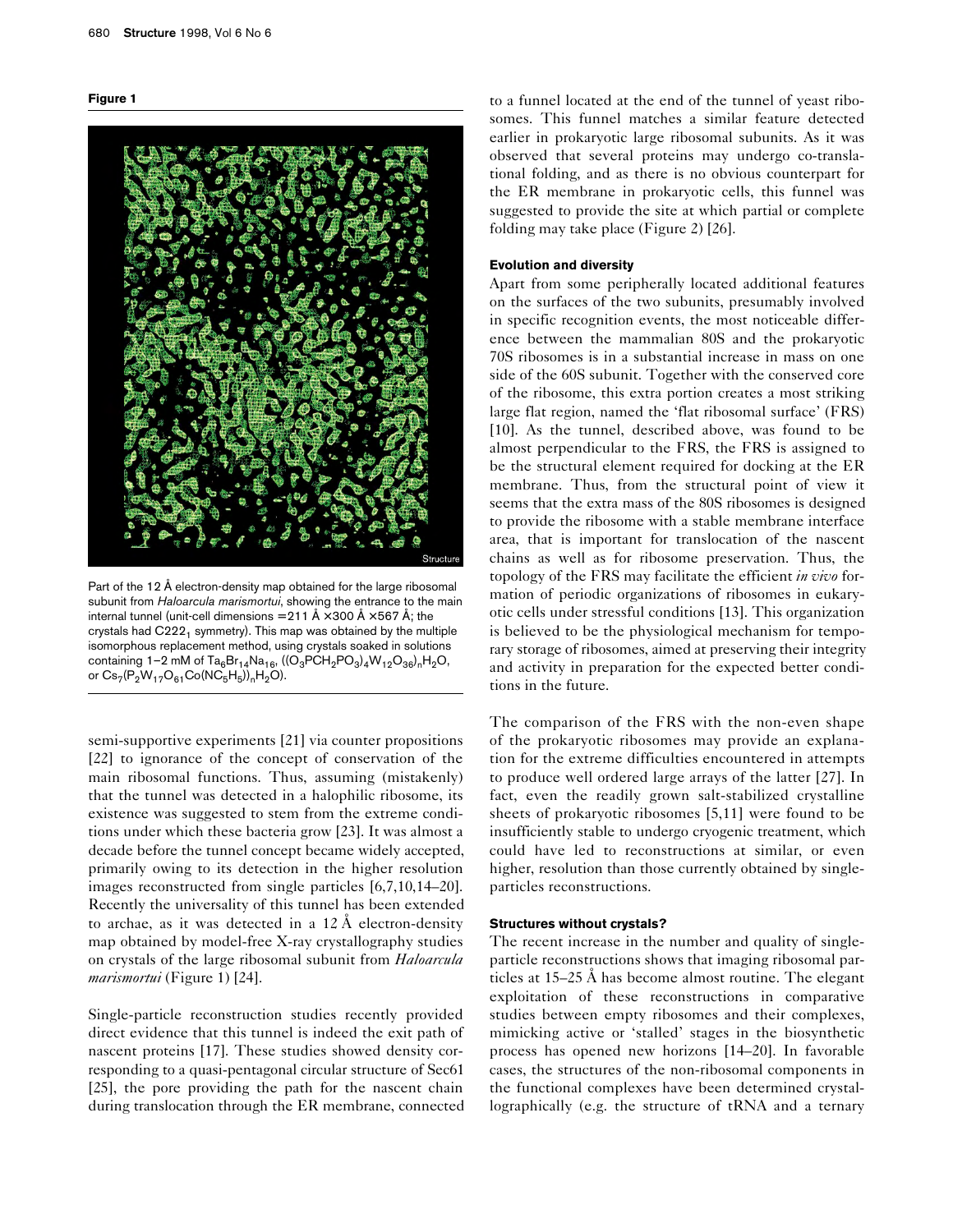**Figure 1**

Part of the 12 Å electron-density map obtained for the large ribosomal subunit from *Haloarcula marismortui*, showing the entrance to the main internal tunnel (unit-cell dimensions = 211 Å × 300 Å × 567 Å; the crystals had $C222_1$ symmetry). This map was obtained by the multiple isomorphous replacement method, using crystals soaked in solutions containing 1–2 mM of $Ta_6Br_{14}Na_{16}$, $((O_3PCH_2PO_3)_4W_{12}O_{36})_nH_2O$, or $Cs_7(P_2W_{17}O_{61}Co(NC_5H_5))_nH_2O)$.

semi-supportive experiments [21] via counter propositions [22] to ignorance of the concept of conservation of the main ribosomal functions. Thus, assuming (mistakenly) that the tunnel was detected in a halophilic ribosome, its existence was suggested to stem from the extreme conditions under which these bacteria grow [23]. It was almost a decade before the tunnel concept became widely accepted, primarily owing to its detection in the higher resolution images reconstructed from single particles [6,7,10,14–20]. Recently the universality of this tunnel has been extended to archae, as it was detected in a 12 Å electron-density map obtained by model-free X-ray crystallography studies on crystals of the large ribosomal subunit from *Haloarcula marismortui* (Figure 1) [24].

Single-particle reconstruction studies recently provided direct evidence that this tunnel is indeed the exit path of nascent proteins [17]. These studies showed density corresponding to a quasi-pentagonal circular structure of Sec61 [25], the pore providing the path for the nascent chain during translocation through the ER membrane, connected to a funnel located at the end of the tunnel of yeast ribosomes. This funnel matches a similar feature detected earlier in prokaryotic large ribosomal subunits. As it was observed that several proteins may undergo co-translational folding, and as there is no obvious counterpart for the ER membrane in prokaryotic cells, this funnel was suggested to provide the site at which partial or complete folding may take place (Figure 2) [26].

### Evolution and diversity

Apart from some peripherally located additional features on the surfaces of the two subunits, presumably involved in specific recognition events, the most noticeable difference between the mammalian 80S and the prokaryotic 70S ribosomes is in a substantial increase in mass on one side of the 60S subunit. Together with the conserved core of the ribosome, this extra portion creates a most striking large flat region, named the 'flat ribosomal surface' (FRS) [10]. As the tunnel, described above, was found to be almost perpendicular to the FRS, the FRS is assigned to be the structural element required for docking at the ER membrane. Thus, from the structural point of view it seems that the extra mass of the 80S ribosomes is designed to provide the ribosome with a stable membrane interface area, that is important for translocation of the nascent chains as well as for ribosome preservation. Thus, the topology of the FRS may facilitate the efficient *in vivo* formation of periodic organizations of ribosomes in eukaryotic cells under stressful conditions [13]. This organization is believed to be the physiological mechanism for temporary storage of ribosomes, aimed at preserving their integrity and activity in preparation for the expected better conditions in the future.

The comparison of the FRS with the non-even shape of the prokaryotic ribosomes may provide an explanation for the extreme difficulties encountered in attempts to produce well ordered large arrays of the latter [27]. In fact, even the readily grown salt-stabilized crystalline sheets of prokaryotic ribosomes [5,11] were found to be insufficiently stable to undergo cryogenic treatment, which could have led to reconstructions at similar, or even higher, resolution than those currently obtained by single-particles reconstructions.

### Structures without crystals?

The recent increase in the number and quality of single-particle reconstructions shows that imaging ribosomal particles at 15–25 Å has become almost routine. The elegant exploitation of these reconstructions in comparative studies between empty ribosomes and their complexes, mimicking active or 'stalled' stages in the biosynthetic process has opened new horizons [14–20]. In favorable cases, the structures of the non-ribosomal components in the functional complexes have been determined crystallographically (e.g. the structure of tRNA and a ternary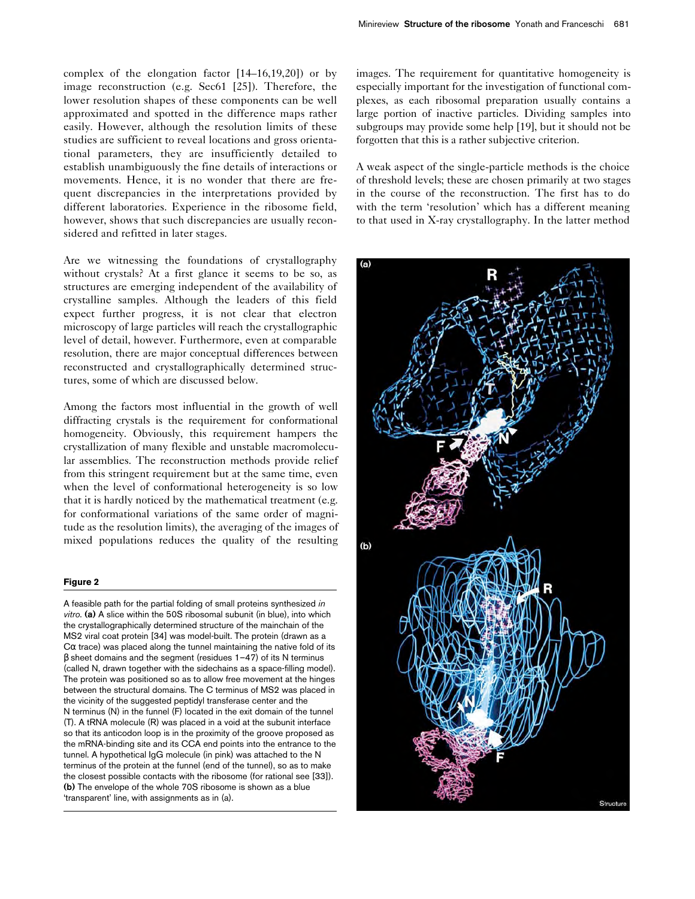complex of the elongation factor [14–16,19,20]) or by image reconstruction (e.g. Sec61 [25]). Therefore, the lower resolution shapes of these components can be well approximated and spotted in the difference maps rather easily. However, although the resolution limits of these studies are sufficient to reveal locations and gross orientational parameters, they are insufficiently detailed to establish unambiguously the fine details of interactions or movements. Hence, it is no wonder that there are frequent discrepancies in the interpretations provided by different laboratories. Experience in the ribosome field, however, shows that such discrepancies are usually reconsidered and refitted in later stages.

Are we witnessing the foundations of crystallography without crystals? At a first glance it seems to be so, as structures are emerging independent of the availability of crystalline samples. Although the leaders of this field expect further progress, it is not clear that electron microscopy of large particles will reach the crystallographic level of detail, however. Furthermore, even at comparable resolution, there are major conceptual differences between reconstructed and crystallographically determined structures, some of which are discussed below.

Among the factors most influential in the growth of well diffracting crystals is the requirement for conformational homogeneity. Obviously, this requirement hampers the crystallization of many flexible and unstable macromolecular assemblies. The reconstruction methods provide relief from this stringent requirement but at the same time, even when the level of conformational heterogeneity is so low that it is hardly noticed by the mathematical treatment (e.g. for conformational variations of the same order of magnitude as the resolution limits), the averaging of the images of mixed populations reduces the quality of the resulting images. The requirement for quantitative homogeneity is especially important for the investigation of functional complexes, as each ribosomal preparation usually contains a large portion of inactive particles. Dividing samples into subgroups may provide some help [19], but it should not be forgotten that this is a rather subjective criterion.

A weak aspect of the single-particle methods is the choice of threshold levels; these are chosen primarily at two stages in the course of the reconstruction. The first has to do with the term 'resolution' which has a different meaning to that used in X-ray crystallography. In the latter method

**Figure 2**

A feasible path for the partial folding of small proteins synthesized *in vitro*. **(a)** A slice within the 50S ribosomal subunit (in blue), into which the crystallographically determined structure of the mainchain of the MS2 viral coat protein [34] was model-built. The protein (drawn as a Cα trace) was placed along the tunnel maintaining the native fold of its β sheet domains and the segment (residues 1–47) of its N terminus (called N, drawn together with the sidechains as a space-filling model). The protein was positioned so as to allow free movement at the hinges between the structural domains. The C terminus of MS2 was placed in the vicinity of the suggested peptidyl transferase center and the N terminus (N) in the funnel (F) located in the exit domain of the tunnel (T). A tRNA molecule (R) was placed in a void at the subunit interface so that its anticodon loop is in the proximity of the groove proposed as the mRNA-binding site and its CCA end points into the entrance to the tunnel. A hypothetical IgG molecule (in pink) was attached to the N terminus of the protein at the funnel (end of the tunnel), so as to make the closest possible contacts with the ribosome (for rational see [33]). **(b)** The envelope of the whole 70S ribosome is shown as a blue 'transparent' line, with assignments as in (a).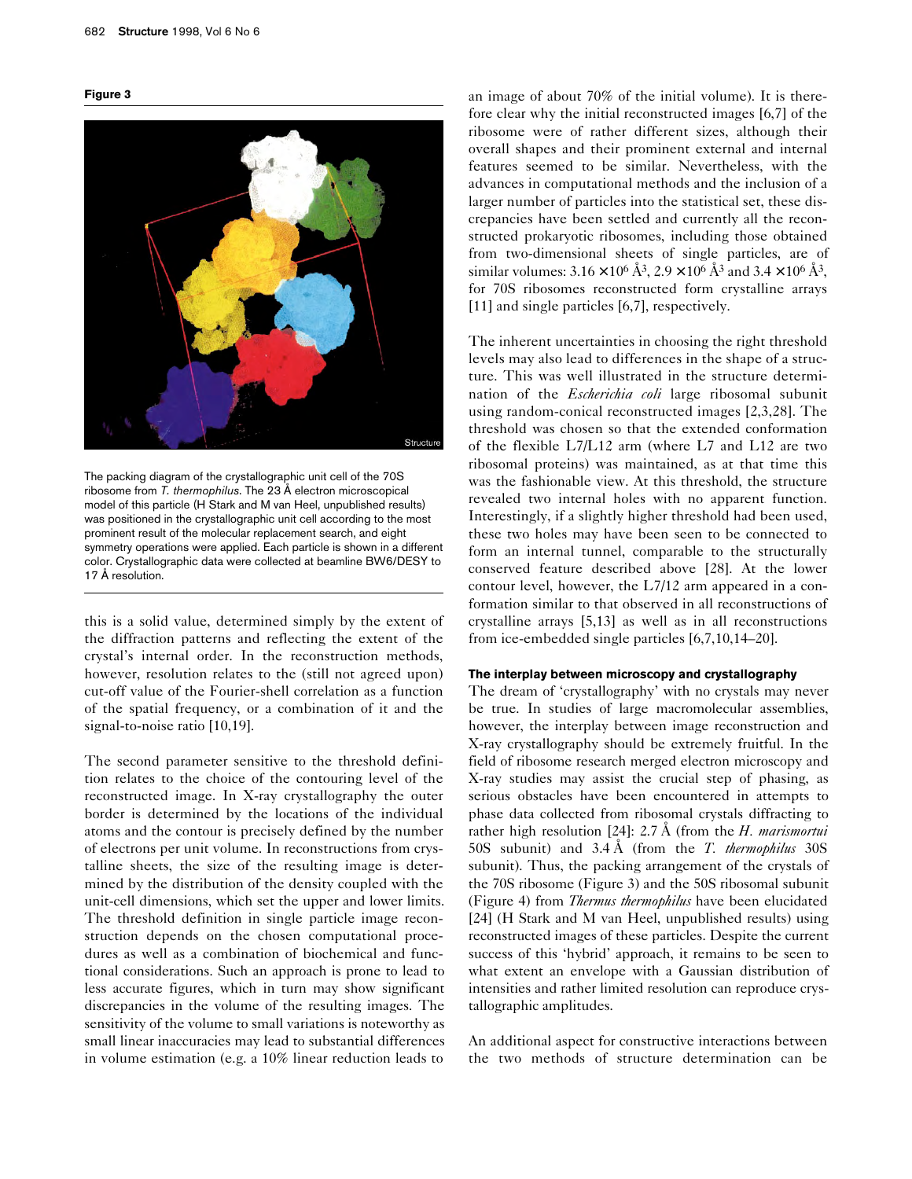**Figure 3**

The packing diagram of the crystallographic unit cell of the 70S ribosome from *T. thermophilus*. The 23 Å electron microscopical model of this particle (H Stark and M van Heel, unpublished results) was positioned in the crystallographic unit cell according to the most prominent result of the molecular replacement search, and eight symmetry operations were applied. Each particle is shown in a different color. Crystallographic data were collected at beamline BW6/DESY to 17 Å resolution.

this is a solid value, determined simply by the extent of the diffraction patterns and reflecting the extent of the crystal's internal order. In the reconstruction methods, however, resolution relates to the (still not agreed upon) cut-off value of the Fourier-shell correlation as a function of the spatial frequency, or a combination of it and the signal-to-noise ratio [10,19].

The second parameter sensitive to the threshold definition relates to the choice of the contouring level of the reconstructed image. In X-ray crystallography the outer border is determined by the locations of the individual atoms and the contour is precisely defined by the number of electrons per unit volume. In reconstructions from crystalline sheets, the size of the resulting image is determined by the distribution of the density coupled with the unit-cell dimensions, which set the upper and lower limits. The threshold definition in single particle image reconstruction depends on the chosen computational procedures as well as a combination of biochemical and functional considerations. Such an approach is prone to lead to less accurate figures, which in turn may show significant discrepancies in the volume of the resulting images. The sensitivity of the volume to small variations is noteworthy as small linear inaccuracies may lead to substantial differences in volume estimation (e.g. a 10% linear reduction leads to an image of about 70% of the initial volume). It is therefore clear why the initial reconstructed images [6,7] of the ribosome were of rather different sizes, although their overall shapes and their prominent external and internal features seemed to be similar. Nevertheless, with the advances in computational methods and the inclusion of a larger number of particles into the statistical set, these discrepancies have been settled and currently all the reconstructed prokaryotic ribosomes, including those obtained from two-dimensional sheets of single particles, are of similar volumes: $3.16 \times 10^6$ Å$^3$, $2.9 \times 10^6$ Å$^3$ and $3.4 \times 10^6$ Å$^3$, for 70S ribosomes reconstructed form crystalline arrays [11] and single particles [6,7], respectively.

The inherent uncertainties in choosing the right threshold levels may also lead to differences in the shape of a structure. This was well illustrated in the structure determination of the *Escherichia coli* large ribosomal subunit using random-conical reconstructed images [2,3,28]. The threshold was chosen so that the extended conformation of the flexible L7/L12 arm (where L7 and L12 are two ribosomal proteins) was maintained, as at that time this was the fashionable view. At this threshold, the structure revealed two internal holes with no apparent function. Interestingly, if a slightly higher threshold had been used, these two holes may have been seen to be connected to form an internal tunnel, comparable to the structurally conserved feature described above [28]. At the lower contour level, however, the L7/12 arm appeared in a conformation similar to that observed in all reconstructions of crystalline arrays [5,13] as well as in all reconstructions from ice-embedded single particles [6,7,10,14–20].

### The interplay between microscopy and crystallography

The dream of 'crystallography' with no crystals may never be true. In studies of large macromolecular assemblies, however, the interplay between image reconstruction and X-ray crystallography should be extremely fruitful. In the field of ribosome research merged electron microscopy and X-ray studies may assist the crucial step of phasing, as serious obstacles have been encountered in attempts to phase data collected from ribosomal crystals diffracting to rather high resolution [24]: 2.7 Å (from the *H. marismortui* 50S subunit) and 3.4 Å (from the *T. thermophilus* 30S subunit). Thus, the packing arrangement of the crystals of the 70S ribosome (Figure 3) and the 50S ribosomal subunit (Figure 4) from *Thermus thermophilus* have been elucidated [24] (H Stark and M van Heel, unpublished results) using reconstructed images of these particles. Despite the current success of this 'hybrid' approach, it remains to be seen to what extent an envelope with a Gaussian distribution of intensities and rather limited resolution can reproduce crystallographic amplitudes.

An additional aspect for constructive interactions between the two methods of structure determination can be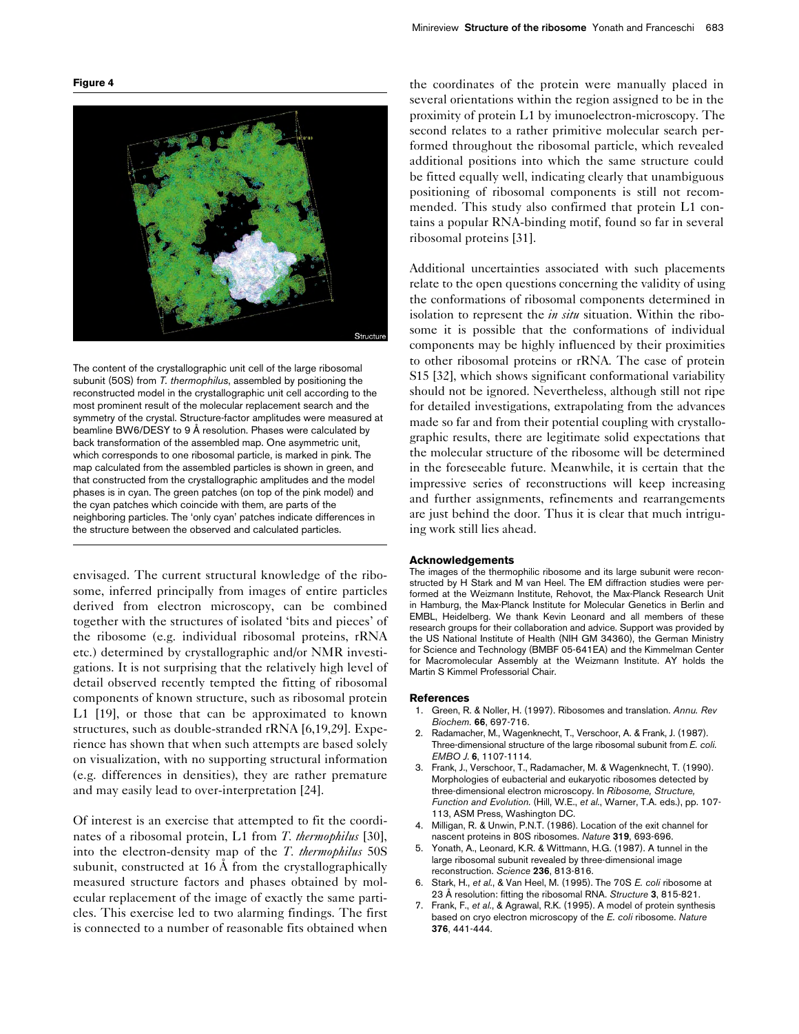**Figure 4**

The content of the crystallographic unit cell of the large ribosomal subunit (50S) from *T. thermophilus*, assembled by positioning the reconstructed model in the crystallographic unit cell according to the most prominent result of the molecular replacement search and the symmetry of the crystal. Structure-factor amplitudes were measured at beamline BW6/DESY to 9 Å resolution. Phases were calculated by back transformation of the assembled map. One asymmetric unit, which corresponds to one ribosomal particle, is marked in pink. The map calculated from the assembled particles is shown in green, and that constructed from the crystallographic amplitudes and the model phases is in cyan. The green patches (on top of the pink model) and the cyan patches which coincide with them, are parts of the neighboring particles. The 'only cyan' patches indicate differences in the structure between the observed and calculated particles.

envisaged. The current structural knowledge of the ribosome, inferred principally from images of entire particles derived from electron microscopy, can be combined together with the structures of isolated 'bits and pieces' of the ribosome (e.g. individual ribosomal proteins, rRNA etc.) determined by crystallographic and/or NMR investigations. It is not surprising that the relatively high level of detail observed recently tempted the fitting of ribosomal components of known structure, such as ribosomal protein L1 [19], or those that can be approximated to known structures, such as double-stranded rRNA [6,19,29]. Experience has shown that when such attempts are based solely on visualization, with no supporting structural information (e.g. differences in densities), they are rather premature and may easily lead to over-interpretation [24].

Of interest is an exercise that attempted to fit the coordinates of a ribosomal protein, L1 from *T. thermophilus* [30], into the electron-density map of the *T. thermophilus* 50S subunit, constructed at 16 Å from the crystallographically measured structure factors and phases obtained by molecular replacement of the image of exactly the same particles. This exercise led to two alarming findings. The first is connected to a number of reasonable fits obtained when the coordinates of the protein were manually placed in several orientations within the region assigned to be in the proximity of protein L1 by imunoelectron-microscopy. The second relates to a rather primitive molecular search performed throughout the ribosomal particle, which revealed additional positions into which the same structure could be fitted equally well, indicating clearly that unambiguous positioning of ribosomal components is still not recommended. This study also confirmed that protein L1 contains a popular RNA-binding motif, found so far in several ribosomal proteins [31].

Additional uncertainties associated with such placements relate to the open questions concerning the validity of using the conformations of ribosomal components determined in isolation to represent the *in situ* situation. Within the ribosome it is possible that the conformations of individual components may be highly influenced by their proximities to other ribosomal proteins or rRNA. The case of protein S15 [32], which shows significant conformational variability should not be ignored. Nevertheless, although still not ripe for detailed investigations, extrapolating from the advances made so far and from their potential coupling with crystallographic results, there are legitimate solid expectations that the molecular structure of the ribosome will be determined in the foreseeable future. Meanwhile, it is certain that the impressive series of reconstructions will keep increasing and further assignments, refinements and rearrangements are just behind the door. Thus it is clear that much intriguing work still lies ahead.

## Acknowledgements

The images of the thermophilic ribosome and its large subunit were reconstructed by H Stark and M van Heel. The EM diffraction studies were performed at the Weizmann Institute, Rehovot, the Max-Planck Research Unit in Hamburg, the Max-Planck Institute for Molecular Genetics in Berlin and EMBL, Heidelberg. We thank Kevin Leonard and all members of these research groups for their collaboration and advice. Support was provided by the US National Institute of Health (NIH GM 34360), the German Ministry for Science and Technology (BMBF 05-641EA) and the Kimmelman Center for Macromolecular Assembly at the Weizmann Institute. AY holds the Martin S Kimmel Professorial Chair.

## References

1. Green, R. & Noller, H. (1997). Ribosomes and translation. *Annu. Rev Biochem.* **66**, 697-716.
2. Radamacher, M., Wagenknecht, T., Verschoor, A. & Frank, J. (1987). Three-dimensional structure of the large ribosomal subunit from *E. coli*. *EMBO J.* **6**, 1107-1114.
3. Frank, J., Verschoor, T., Radamacher, M. & Wagenknecht, T. (1990). Morphologies of eubacterial and eukaryotic ribosomes detected by three-dimensional electron microscopy. In *Ribosome, Structure, Function and Evolution.* (Hill, W.E., *et al.*, Warner, T.A. eds.), pp. 107-113, ASM Press, Washington DC.
4. Milligan, R. & Unwin, P.N.T. (1986). Location of the exit channel for nascent proteins in 80S ribosomes. *Nature* **319**, 693-696.
5. Yonath, A., Leonard, K.R. & Wittmann, H.G. (1987). A tunnel in the large ribosomal subunit revealed by three-dimensional image reconstruction. *Science* **236**, 813-816.
6. Stark, H., *et al.*, & Van Heel, M. (1995). The 70S *E. coli* ribosome at 23 Å resolution: fitting the ribosomal RNA. *Structure* **3**, 815-821.
7. Frank, F., *et al.*, & Agrawal, R.K. (1995). A model of protein synthesis based on cryo electron microscopy of the *E. coli* ribosome. *Nature* **376**, 441-444.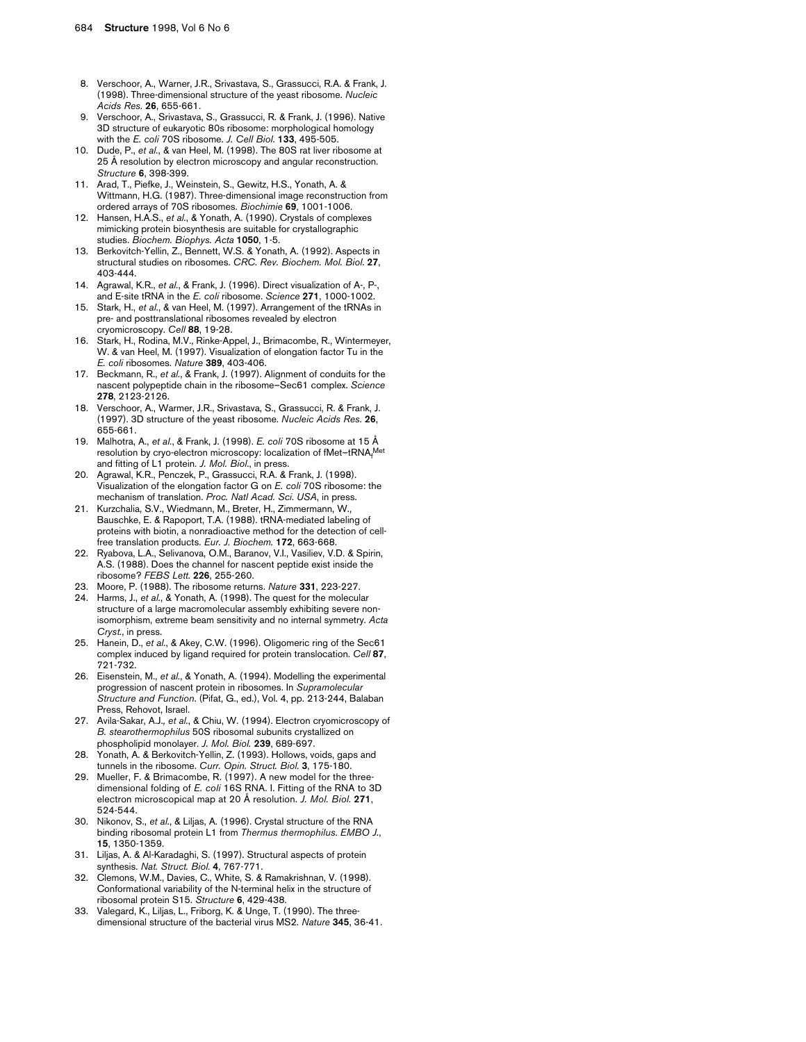8. Verschoor, A., Warner, J.R., Srivastava, S., Grassucci, R.A. & Frank, J. (1998). Three-dimensional structure of the yeast ribosome. *Nucleic Acids Res.* **26**, 655-661.
9. Verschoor, A., Srivastava, S., Grassucci, R. & Frank, J. (1996). Native 3D structure of eukaryotic 80s ribosome: morphological homology with the *E. coli* 70S ribosome. *J. Cell Biol.* **133**, 495-505.
10. Dude, P., *et al.*, & van Heel, M. (1998). The 80S rat liver ribosome at 25 Å resolution by electron microscopy and angular reconstruction. *Structure* **6**, 398-399.
11. Arad, T., Piefke, J., Weinstein, S., Gewitz, H.S., Yonath, A. & Wittmann, H.G. (1987). Three-dimensional image reconstruction from ordered arrays of 70S ribosomes. *Biochimie* **69**, 1001-1006.
12. Hansen, H.A.S., *et al.*, & Yonath, A. (1990). Crystals of complexes mimicking protein biosynthesis are suitable for crystallographic studies. *Biochem. Biophys. Acta* **1050**, 1-5.
13. Berkovitch-Yellin, Z., Bennett, W.S. & Yonath, A. (1992). Aspects in structural studies on ribosomes. *CRC. Rev. Biochem. Mol. Biol.* **27**, 403-444.
14. Agrawal, K.R., *et al.*, & Frank, J. (1996). Direct visualization of A-, P-, and E-site tRNA in the *E. coli* ribosome. *Science* **271**, 1000-1002.
15. Stark, H., *et al.*, & van Heel, M. (1997). Arrangement of the tRNAs in pre- and posttranslational ribosomes revealed by electron cryomicroscopy. *Cell* **88**, 19-28.
16. Stark, H., Rodina, M.V., Rinke-Appel, J., Brimacombe, R., Wintermeyer, W. & van Heel, M. (1997). Visualization of elongation factor Tu in the *E. coli* ribosomes. *Nature* **389**, 403-406.
17. Beckmann, R., *et al.*, & Frank, J. (1997). Alignment of conduits for the nascent polypeptide chain in the ribosome–Sec61 complex. *Science* **278**, 2123-2126.
18. Verschoor, A., Warmer, J.R., Srivastava, S., Grassucci, R. & Frank, J. (1997). 3D structure of the yeast ribosome. *Nucleic Acids Res.* **26**, 655-661.
19. Malhotra, A., *et al.*, & Frank, J. (1998). *E. coli* 70S ribosome at 15 Å resolution by cryo-electron microscopy: localization of fMet–$tRNA_f^{Met}$ and fitting of L1 protein. *J. Mol. Biol.*, in press.
20. Agrawal, K.R., Penczek, P., Grassucci, R.A. & Frank, J. (1998). Visualization of the elongation factor G on *E. coli* 70S ribosome: the mechanism of translation. *Proc. Natl Acad. Sci. USA*, in press.
21. Kurzchalia, S.V., Wiedmann, M., Breter, H., Zimmermann, W., Bauschke, E. & Rapoport, T.A. (1988). tRNA-mediated labeling of proteins with biotin, a nonradioactive method for the detection of cell-free translation products. *Eur. J. Biochem.* **172**, 663-668.
22. Ryabova, L.A., Selivanova, O.M., Baranov, V.I., Vasiliev, V.D. & Spirin, A.S. (1988). Does the channel for nascent peptide exist inside the ribosome? *FEBS Lett.* **226**, 255-260.
23. Moore, P. (1988). The ribosome returns. *Nature* **331**, 223-227.
24. Harms, J., *et al.*, & Yonath, A. (1998). The quest for the molecular structure of a large macromolecular assembly exhibiting severe non-isomorphism, extreme beam sensitivity and no internal symmetry. *Acta Cryst.*, in press.
25. Hanein, D., *et al.*, & Akey, C.W. (1996). Oligomeric ring of the Sec61 complex induced by ligand required for protein translocation. *Cell* **87**, 721-732.
26. Eisenstein, M., *et al.*, & Yonath, A. (1994). Modelling the experimental progression of nascent protein in ribosomes. In *Supramolecular Structure and Function*. (Pifat, G., ed.), Vol. 4, pp. 213-244, Balaban Press, Rehovot, Israel.
27. Avila-Sakar, A.J., *et al.*, & Chiu, W. (1994). Electron cryomicroscopy of *B. stearothermophilus* 50S ribosomal subunits crystallized on phospholipid monolayer. *J. Mol. Biol.* **239**, 689-697.
28. Yonath, A. & Berkovitch-Yellin, Z. (1993). Hollows, voids, gaps and tunnels in the ribosome. *Curr. Opin. Struct. Biol.* **3**, 175-180.
29. Mueller, F. & Brimacombe, R. (1997). A new model for the three-dimensional folding of *E. coli* 16S RNA. I. Fitting of the RNA to 3D electron microscopical map at 20 Å resolution. *J. Mol. Biol.* **271**, 524-544.
30. Nikonov, S., *et al.*, & Liljas, A. (1996). Crystal structure of the RNA binding ribosomal protein L1 from *Thermus thermophilus*. *EMBO J.*, **15**, 1350-1359.
31. Liljas, A. & Al-Karadaghi, S. (1997). Structural aspects of protein synthesis. *Nat. Struct. Biol.* **4**, 767-771.
32. Clemons, W.M., Davies, C., White, S. & Ramakrishnan, V. (1998). Conformational variability of the N-terminal helix in the structure of ribosomal protein S15. *Structure* **6**, 429-438.
33. Valegard, K., Liljas, L., Friborg, K. & Unge, T. (1990). The three-dimensional structure of the bacterial virus MS2. *Nature* **345**, 36-41.